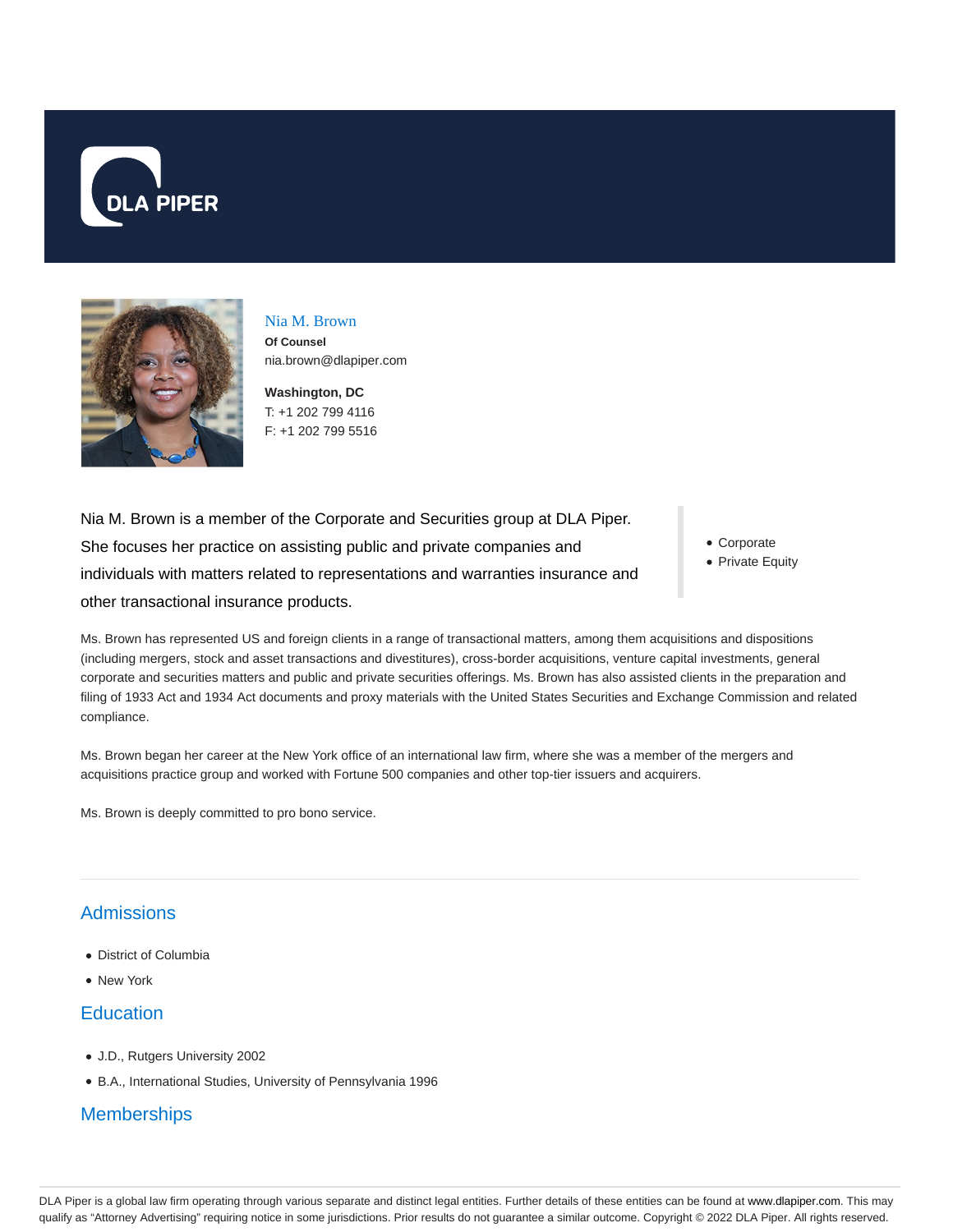DLA PIPER

# Nia M. Brown

**Of Counsel**
nia.brown@dlapiper.com

**Washington, DC**
T: +1 202 799 4116
F: +1 202 799 5516

Nia M. Brown is a member of the Corporate and Securities group at DLA Piper. She focuses her practice on assisting public and private companies and individuals with matters related to representations and warranties insurance and other transactional insurance products.

- Corporate
- Private Equity

Ms. Brown has represented US and foreign clients in a range of transactional matters, among them acquisitions and dispositions (including mergers, stock and asset transactions and divestitures), cross-border acquisitions, venture capital investments, general corporate and securities matters and public and private securities offerings. Ms. Brown has also assisted clients in the preparation and filing of 1933 Act and 1934 Act documents and proxy materials with the United States Securities and Exchange Commission and related compliance.

Ms. Brown began her career at the New York office of an international law firm, where she was a member of the mergers and acquisitions practice group and worked with Fortune 500 companies and other top-tier issuers and acquirers.

Ms. Brown is deeply committed to pro bono service.

## Admissions

- District of Columbia
- New York

## Education

- J.D., Rutgers University 2002
- B.A., International Studies, University of Pennsylvania 1996

## Memberships

DLA Piper is a global law firm operating through various separate and distinct legal entities. Further details of these entities can be found at www.dlapiper.com. This may qualify as "Attorney Advertising" requiring notice in some jurisdictions. Prior results do not guarantee a similar outcome. Copyright © 2022 DLA Piper. All rights reserved.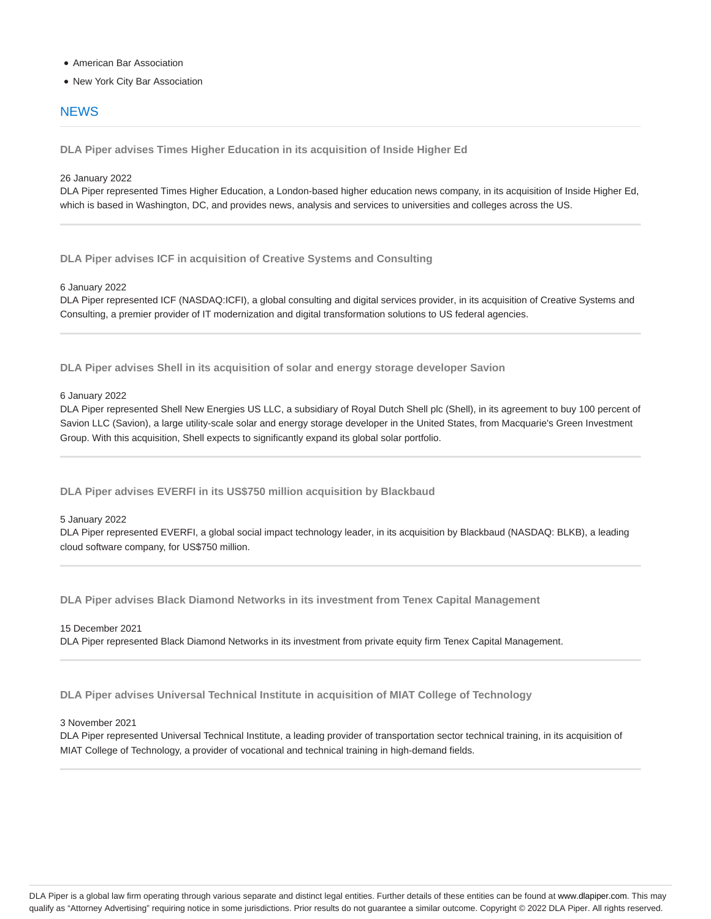- American Bar Association
- New York City Bar Association

## NEWS

### DLA Piper advises Times Higher Education in its acquisition of Inside Higher Ed

26 January 2022

DLA Piper represented Times Higher Education, a London-based higher education news company, in its acquisition of Inside Higher Ed, which is based in Washington, DC, and provides news, analysis and services to universities and colleges across the US.

---

### DLA Piper advises ICF in acquisition of Creative Systems and Consulting

6 January 2022

DLA Piper represented ICF (NASDAQ:ICFI), a global consulting and digital services provider, in its acquisition of Creative Systems and Consulting, a premier provider of IT modernization and digital transformation solutions to US federal agencies.

---

### DLA Piper advises Shell in its acquisition of solar and energy storage developer Savion

6 January 2022

DLA Piper represented Shell New Energies US LLC, a subsidiary of Royal Dutch Shell plc (Shell), in its agreement to buy 100 percent of Savion LLC (Savion), a large utility-scale solar and energy storage developer in the United States, from Macquarie's Green Investment Group. With this acquisition, Shell expects to significantly expand its global solar portfolio.

---

### DLA Piper advises EVERFI in its US$750 million acquisition by Blackbaud

5 January 2022

DLA Piper represented EVERFI, a global social impact technology leader, in its acquisition by Blackbaud (NASDAQ: BLKB), a leading cloud software company, for US$750 million.

---

### DLA Piper advises Black Diamond Networks in its investment from Tenex Capital Management

15 December 2021

DLA Piper represented Black Diamond Networks in its investment from private equity firm Tenex Capital Management.

---

### DLA Piper advises Universal Technical Institute in acquisition of MIAT College of Technology

3 November 2021

DLA Piper represented Universal Technical Institute, a leading provider of transportation sector technical training, in its acquisition of MIAT College of Technology, a provider of vocational and technical training in high-demand fields.

---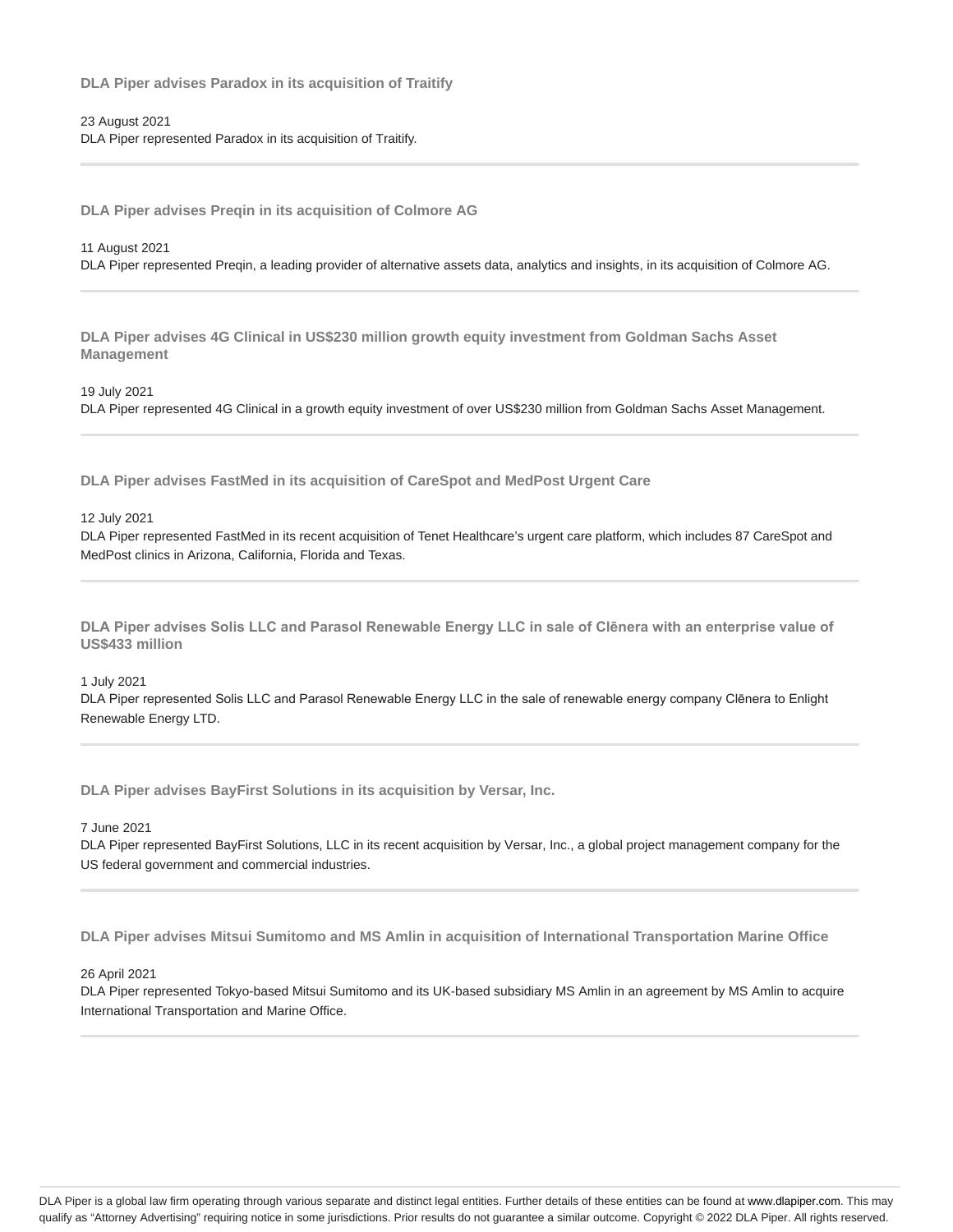### DLA Piper advises Paradox in its acquisition of Traitify

23 August 2021
DLA Piper represented Paradox in its acquisition of Traitify.

---

### DLA Piper advises Preqin in its acquisition of Colmore AG

11 August 2021
DLA Piper represented Preqin, a leading provider of alternative assets data, analytics and insights, in its acquisition of Colmore AG.

---

### DLA Piper advises 4G Clinical in US$230 million growth equity investment from Goldman Sachs Asset Management

19 July 2021
DLA Piper represented 4G Clinical in a growth equity investment of over US$230 million from Goldman Sachs Asset Management.

---

### DLA Piper advises FastMed in its acquisition of CareSpot and MedPost Urgent Care

12 July 2021
DLA Piper represented FastMed in its recent acquisition of Tenet Healthcare's urgent care platform, which includes 87 CareSpot and MedPost clinics in Arizona, California, Florida and Texas.

---

### DLA Piper advises Solis LLC and Parasol Renewable Energy LLC in sale of Clēnera with an enterprise value of US$433 million

1 July 2021
DLA Piper represented Solis LLC and Parasol Renewable Energy LLC in the sale of renewable energy company Clēnera to Enlight Renewable Energy LTD.

---

### DLA Piper advises BayFirst Solutions in its acquisition by Versar, Inc.

7 June 2021
DLA Piper represented BayFirst Solutions, LLC in its recent acquisition by Versar, Inc., a global project management company for the US federal government and commercial industries.

---

### DLA Piper advises Mitsui Sumitomo and MS Amlin in acquisition of International Transportation Marine Office

26 April 2021
DLA Piper represented Tokyo-based Mitsui Sumitomo and its UK-based subsidiary MS Amlin in an agreement by MS Amlin to acquire International Transportation and Marine Office.

---

DLA Piper is a global law firm operating through various separate and distinct legal entities. Further details of these entities can be found at www.dlapiper.com. This may qualify as "Attorney Advertising" requiring notice in some jurisdictions. Prior results do not guarantee a similar outcome. Copyright © 2022 DLA Piper. All rights reserved.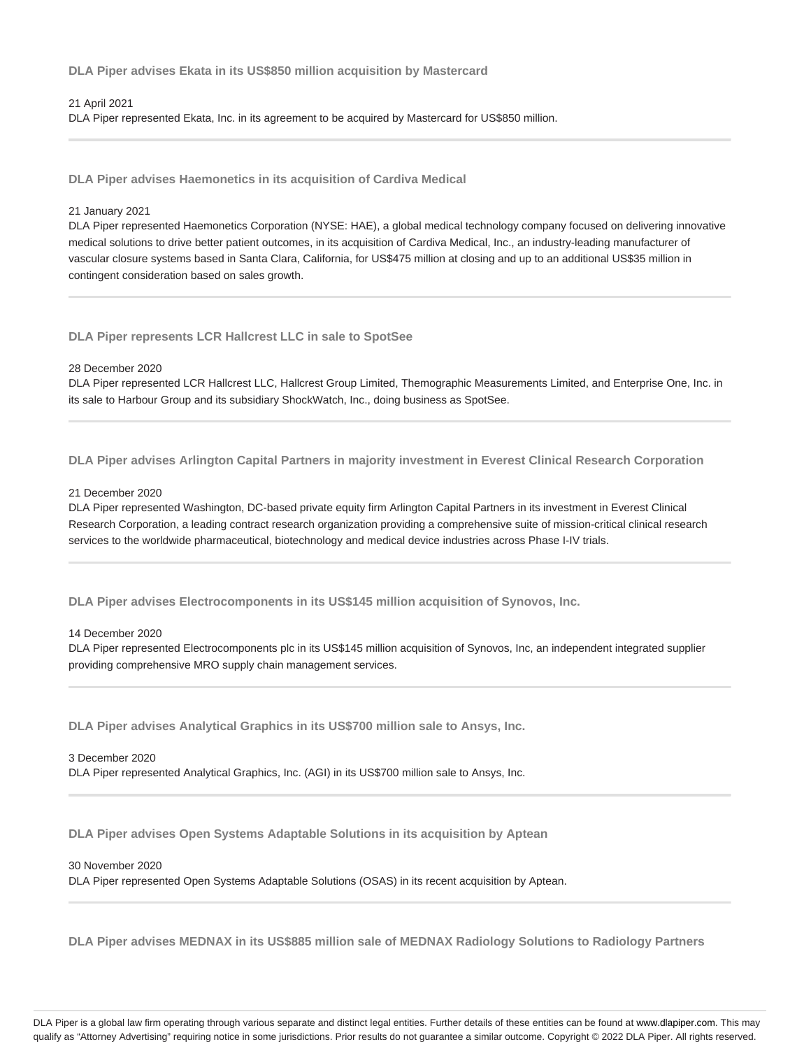### DLA Piper advises Ekata in its US$850 million acquisition by Mastercard

21 April 2021

DLA Piper represented Ekata, Inc. in its agreement to be acquired by Mastercard for US$850 million.

---

### DLA Piper advises Haemonetics in its acquisition of Cardiva Medical

21 January 2021

DLA Piper represented Haemonetics Corporation (NYSE: HAE), a global medical technology company focused on delivering innovative medical solutions to drive better patient outcomes, in its acquisition of Cardiva Medical, Inc., an industry-leading manufacturer of vascular closure systems based in Santa Clara, California, for US$475 million at closing and up to an additional US$35 million in contingent consideration based on sales growth.

---

### DLA Piper represents LCR Hallcrest LLC in sale to SpotSee

28 December 2020

DLA Piper represented LCR Hallcrest LLC, Hallcrest Group Limited, Themographic Measurements Limited, and Enterprise One, Inc. in its sale to Harbour Group and its subsidiary ShockWatch, Inc., doing business as SpotSee.

---

### DLA Piper advises Arlington Capital Partners in majority investment in Everest Clinical Research Corporation

21 December 2020

DLA Piper represented Washington, DC-based private equity firm Arlington Capital Partners in its investment in Everest Clinical Research Corporation, a leading contract research organization providing a comprehensive suite of mission-critical clinical research services to the worldwide pharmaceutical, biotechnology and medical device industries across Phase I-IV trials.

---

### DLA Piper advises Electrocomponents in its US$145 million acquisition of Synovos, Inc.

14 December 2020

DLA Piper represented Electrocomponents plc in its US$145 million acquisition of Synovos, Inc, an independent integrated supplier providing comprehensive MRO supply chain management services.

---

### DLA Piper advises Analytical Graphics in its US$700 million sale to Ansys, Inc.

3 December 2020

DLA Piper represented Analytical Graphics, Inc. (AGI) in its US$700 million sale to Ansys, Inc.

---

### DLA Piper advises Open Systems Adaptable Solutions in its acquisition by Aptean

30 November 2020

DLA Piper represented Open Systems Adaptable Solutions (OSAS) in its recent acquisition by Aptean.

---

### DLA Piper advises MEDNAX in its US$885 million sale of MEDNAX Radiology Solutions to Radiology Partners

DLA Piper is a global law firm operating through various separate and distinct legal entities. Further details of these entities can be found at www.dlapiper.com. This may qualify as "Attorney Advertising" requiring notice in some jurisdictions. Prior results do not guarantee a similar outcome. Copyright © 2022 DLA Piper. All rights reserved.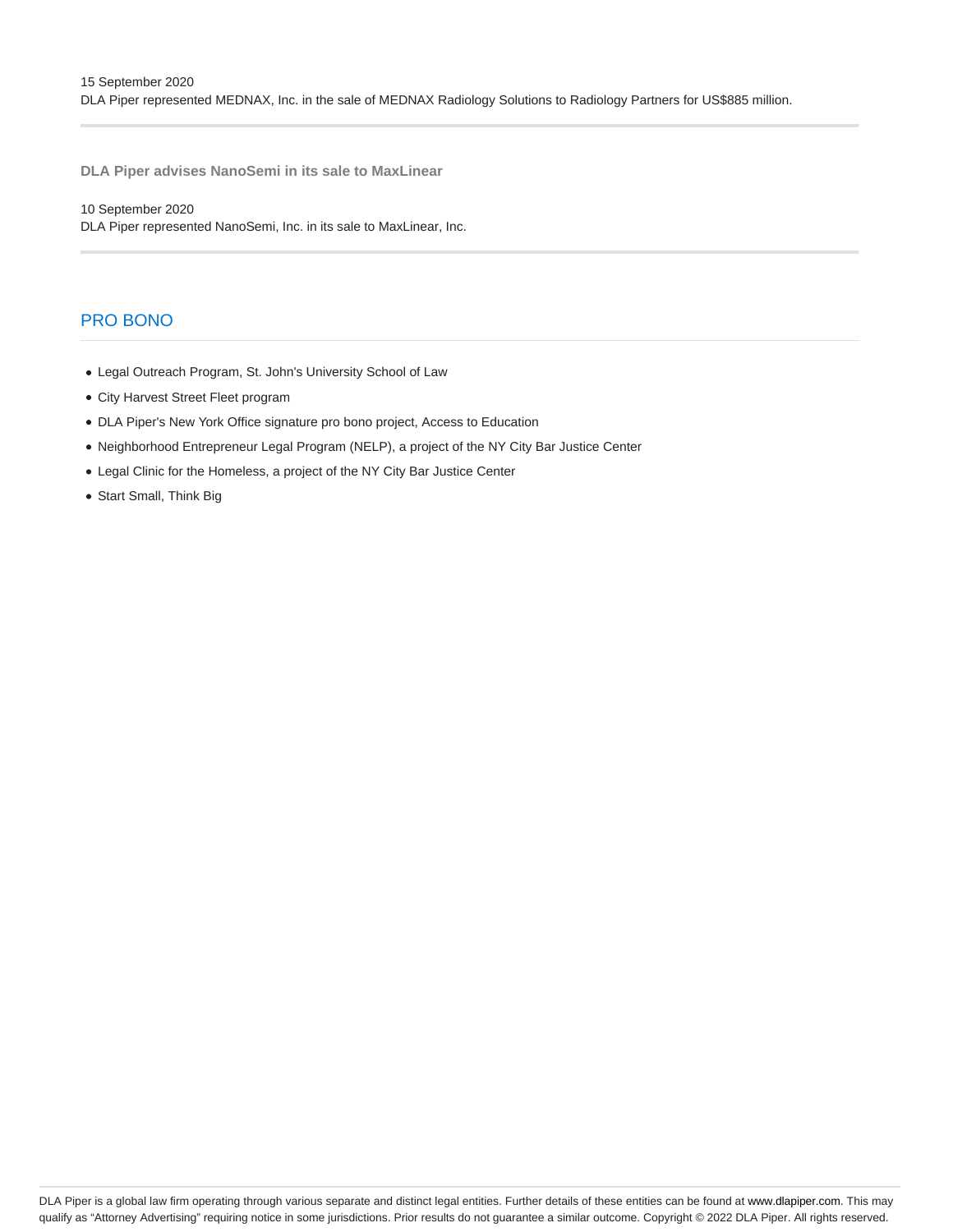15 September 2020
DLA Piper represented MEDNAX, Inc. in the sale of MEDNAX Radiology Solutions to Radiology Partners for US$885 million.

---

**DLA Piper advises NanoSemi in its sale to MaxLinear**

10 September 2020
DLA Piper represented NanoSemi, Inc. in its sale to MaxLinear, Inc.

---

## PRO BONO

- Legal Outreach Program, St. John's University School of Law
- City Harvest Street Fleet program
- DLA Piper's New York Office signature pro bono project, Access to Education
- Neighborhood Entrepreneur Legal Program (NELP), a project of the NY City Bar Justice Center
- Legal Clinic for the Homeless, a project of the NY City Bar Justice Center
- Start Small, Think Big

DLA Piper is a global law firm operating through various separate and distinct legal entities. Further details of these entities can be found at www.dlapiper.com. This may qualify as "Attorney Advertising" requiring notice in some jurisdictions. Prior results do not guarantee a similar outcome. Copyright © 2022 DLA Piper. All rights reserved.